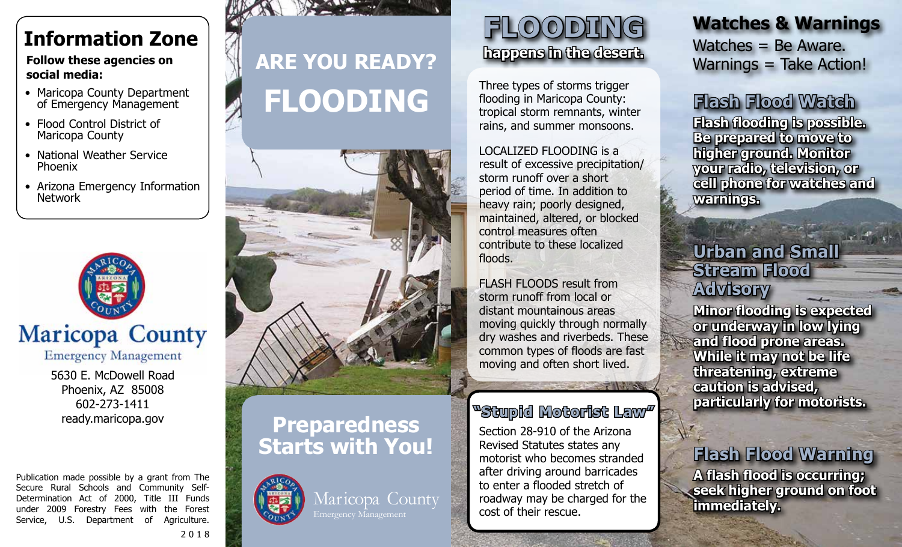## Information Zone

**Follow these agencies on social media:**

- Maricopa County Department of Emergency Management
- Flood Control District of Maricopa County
- National Weather Service Phoenix
- Arizona Emergency Information Network

Maricopa County
Emergency Management

5630 E. McDowell Road
Phoenix, AZ 85008
602-273-1411
ready.maricopa.gov

Publication made possible by a grant from The Secure Rural Schools and Community Self-Determination Act of 2000, Title III Funds under 2009 Forestry Fees with the Forest Service, U.S. Department of Agriculture.

2018

# ARE YOU READY? FLOODING

## Preparedness Starts with You!

Maricopa County
Emergency Management

# FLOODING

### happens in the desert.

Three types of storms trigger flooding in Maricopa County: tropical storm remnants, winter rains, and summer monsoons.

LOCALIZED FLOODING is a result of excessive precipitation/storm runoff over a short period of time. In addition to heavy rain; poorly designed, maintained, altered, or blocked control measures often contribute to these localized floods.

FLASH FLOODS result from storm runoff from local or distant mountainous areas moving quickly through normally dry washes and riverbeds. These common types of floods are fast moving and often short lived.

## "Stupid Motorist Law"

Section 28-910 of the Arizona Revised Statutes states any motorist who becomes stranded after driving around barricades to enter a flooded stretch of roadway may be charged for the cost of their rescue.

## Watches & Warnings

Watches = Be Aware.
Warnings = Take Action!

## Flash Flood Watch

**Flash flooding is possible. Be prepared to move to higher ground. Monitor your radio, television, or cell phone for watches and warnings.**

## Urban and Small Stream Flood Advisory

**Minor flooding is expected or underway in low lying and flood prone areas. While it may not be life threatening, extreme caution is advised, particularly for motorists.**

## Flash Flood Warning

**A flash flood is occurring; seek higher ground on foot immediately.**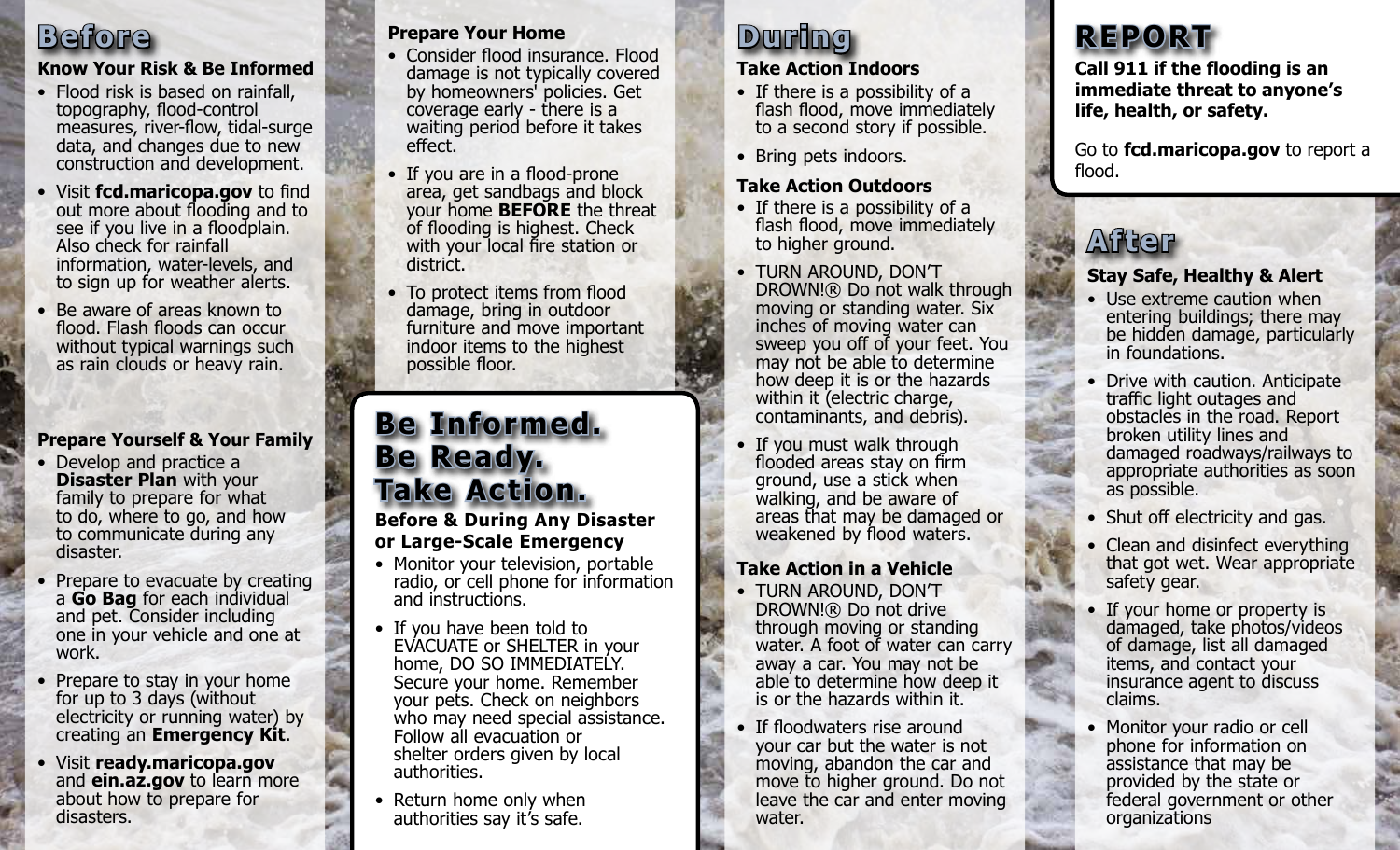# Before

### Know Your Risk & Be Informed

- Flood risk is based on rainfall, topography, flood-control measures, river-flow, tidal-surge data, and changes due to new construction and development.
- Visit **fcd.maricopa.gov** to find out more about flooding and to see if you live in a floodplain. Also check for rainfall information, water-levels, and to sign up for weather alerts.
- Be aware of areas known to flood. Flash floods can occur without typical warnings such as rain clouds or heavy rain.

### Prepare Yourself & Your Family

- Develop and practice a **Disaster Plan** with your family to prepare for what to do, where to go, and how to communicate during any disaster.
- Prepare to evacuate by creating a **Go Bag** for each individual and pet. Consider including one in your vehicle and one at work.
- Prepare to stay in your home for up to 3 days (without electricity or running water) by creating an **Emergency Kit**.
- Visit **ready.maricopa.gov** and **ein.az.gov** to learn more about how to prepare for disasters.

### Prepare Your Home

- Consider flood insurance. Flood damage is not typically covered by homeowners' policies. Get coverage early - there is a waiting period before it takes effect.
- If you are in a flood-prone area, get sandbags and block your home **BEFORE** the threat of flooding is highest. Check with your local fire station or district.
- To protect items from flood damage, bring in outdoor furniture and move important indoor items to the highest possible floor.

## Be Informed. Be Ready. Take Action.

### Before & During Any Disaster or Large-Scale Emergency

- Monitor your television, portable radio, or cell phone for information and instructions.
- If you have been told to EVACUATE or SHELTER in your home, DO SO IMMEDIATELY. Secure your home. Remember your pets. Check on neighbors who may need special assistance. Follow all evacuation or shelter orders given by local authorities.
- Return home only when authorities say it's safe.

# During

### Take Action Indoors

- If there is a possibility of a flash flood, move immediately to a second story if possible.
- Bring pets indoors.

### Take Action Outdoors

- If there is a possibility of a flash flood, move immediately to higher ground.
- TURN AROUND, DON'T DROWN!® Do not walk through moving or standing water. Six inches of moving water can sweep you off of your feet. You may not be able to determine how deep it is or the hazards within it (electric charge, contaminants, and debris).
- If you must walk through flooded areas stay on firm ground, use a stick when walking, and be aware of areas that may be damaged or weakened by flood waters.

### Take Action in a Vehicle

- TURN AROUND, DON'T DROWN!® Do not drive through moving or standing water. A foot of water can carry away a car. You may not be able to determine how deep it is or the hazards within it.
- If floodwaters rise around your car but the water is not moving, abandon the car and move to higher ground. Do not leave the car and enter moving water.

# REPORT

**Call 911 if the flooding is an immediate threat to anyone's life, health, or safety.**

Go to **fcd.maricopa.gov** to report a flood.

# After

### Stay Safe, Healthy & Alert

- Use extreme caution when entering buildings; there may be hidden damage, particularly in foundations.
- Drive with caution. Anticipate traffic light outages and obstacles in the road. Report broken utility lines and damaged roadways/railways to appropriate authorities as soon as possible.
- Shut off electricity and gas.
- Clean and disinfect everything that got wet. Wear appropriate safety gear.
- If your home or property is damaged, take photos/videos of damage, list all damaged items, and contact your insurance agent to discuss claims.
- Monitor your radio or cell phone for information on assistance that may be provided by the state or federal government or other organizations